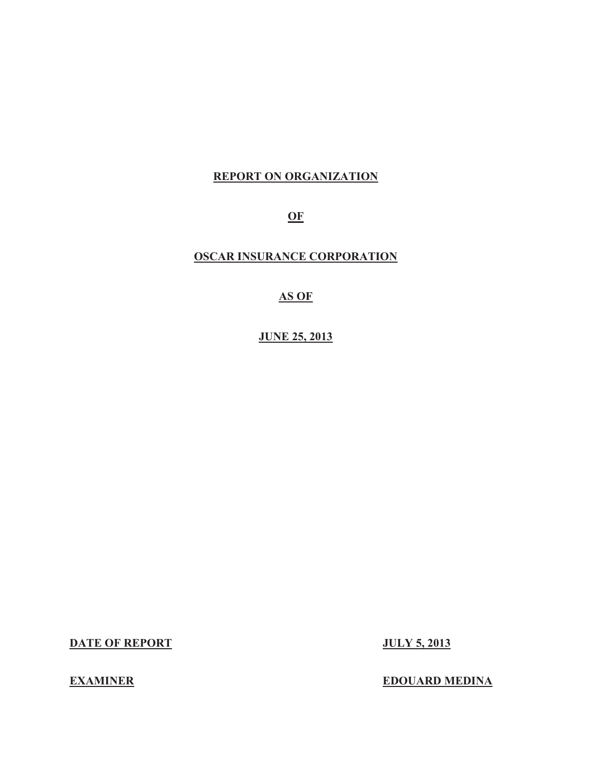# REPORT ON ORGANIZATION

# OF

# OSCAR INSURANCE CORPORATION

# AS OF

# JUNE 25, 2013

**DATE OF REPORT** **JULY 5, 2013**

**EXAMINER** **EDOUARD MEDINA**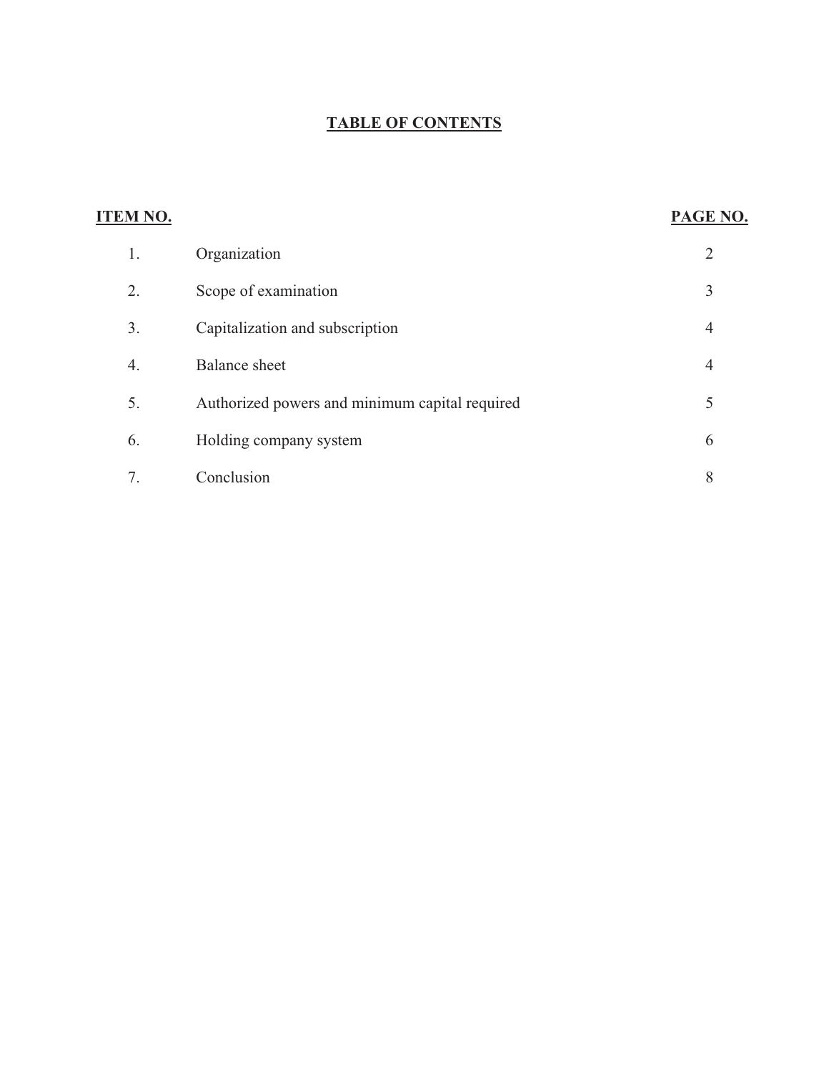# TABLE OF CONTENTS

| ITEM NO. | | PAGE NO. |
|---|---|---|
| 1. | Organization | 2 |
| 2. | Scope of examination | 3 |
| 3. | Capitalization and subscription | 4 |
| 4. | Balance sheet | 4 |
| 5. | Authorized powers and minimum capital required | 5 |
| 6. | Holding company system | 6 |
| 7. | Conclusion | 8 |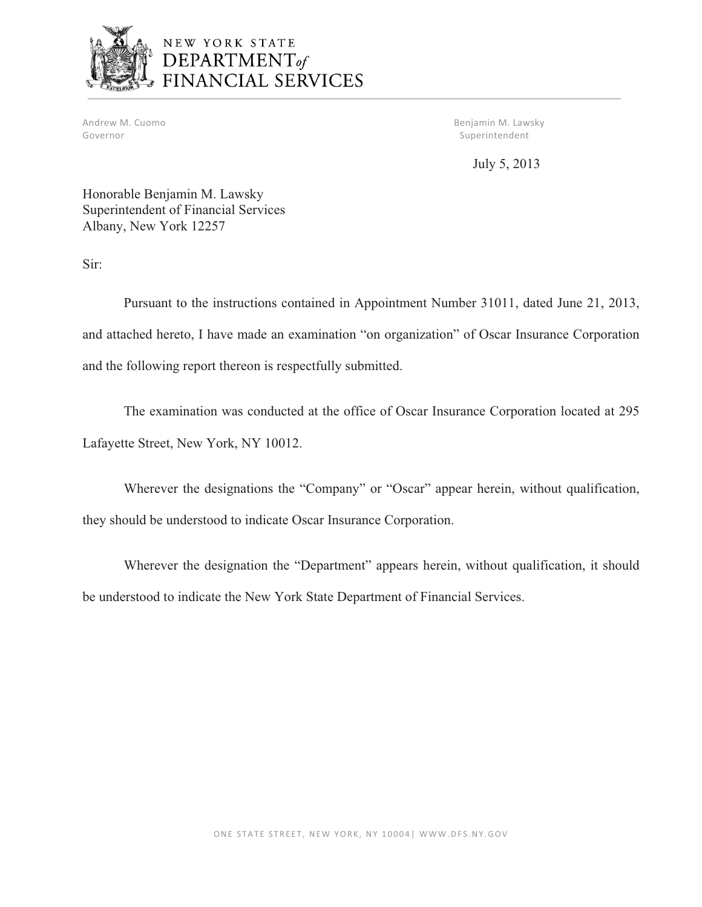NEW YORK STATE
DEPARTMENT *of*
FINANCIAL SERVICES

Andrew M. Cuomo
Governor

Benjamin M. Lawsky
Superintendent

July 5, 2013

Honorable Benjamin M. Lawsky
Superintendent of Financial Services
Albany, New York 12257

Sir:

Pursuant to the instructions contained in Appointment Number 31011, dated June 21, 2013, and attached hereto, I have made an examination "on organization" of Oscar Insurance Corporation and the following report thereon is respectfully submitted.

The examination was conducted at the office of Oscar Insurance Corporation located at 295 Lafayette Street, New York, NY 10012.

Wherever the designations the "Company" or "Oscar" appear herein, without qualification, they should be understood to indicate Oscar Insurance Corporation.

Wherever the designation the "Department" appears herein, without qualification, it should be understood to indicate the New York State Department of Financial Services.

ONE STATE STREET, NEW YORK, NY 10004| WWW.DFS.NY.GOV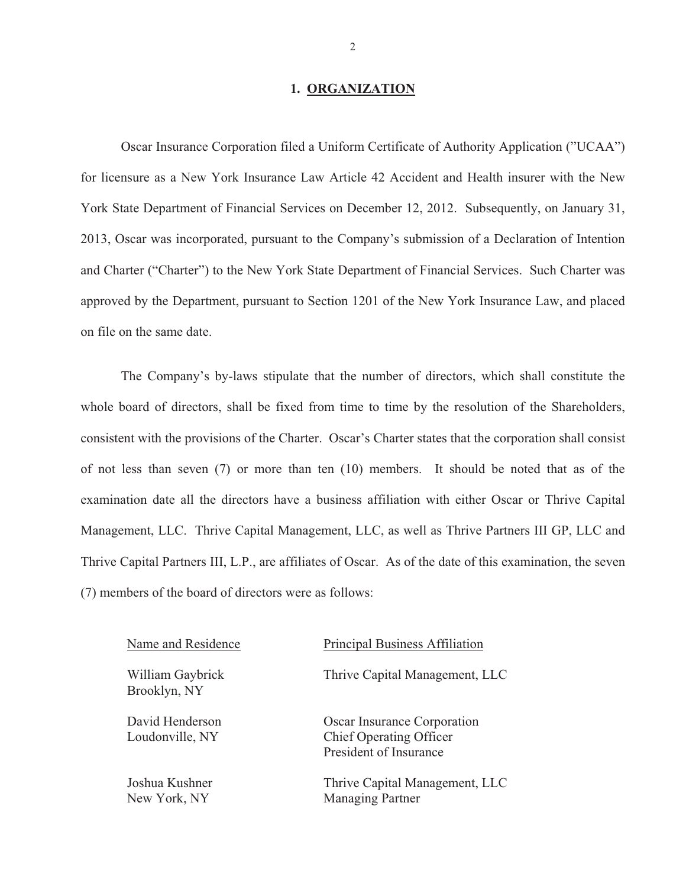## 1. ORGANIZATION

Oscar Insurance Corporation filed a Uniform Certificate of Authority Application (”UCAA”) for licensure as a New York Insurance Law Article 42 Accident and Health insurer with the New York State Department of Financial Services on December 12, 2012. Subsequently, on January 31, 2013, Oscar was incorporated, pursuant to the Company’s submission of a Declaration of Intention and Charter (“Charter”) to the New York State Department of Financial Services. Such Charter was approved by the Department, pursuant to Section 1201 of the New York Insurance Law, and placed on file on the same date.

The Company’s by-laws stipulate that the number of directors, which shall constitute the whole board of directors, shall be fixed from time to time by the resolution of the Shareholders, consistent with the provisions of the Charter. Oscar’s Charter states that the corporation shall consist of not less than seven (7) or more than ten (10) members. It should be noted that as of the examination date all the directors have a business affiliation with either Oscar or Thrive Capital Management, LLC. Thrive Capital Management, LLC, as well as Thrive Partners III GP, LLC and Thrive Capital Partners III, L.P., are affiliates of Oscar. As of the date of this examination, the seven (7) members of the board of directors were as follows:

| Name and Residence | Principal Business Affiliation |
|---|---|
| William Gaybrick<br>Brooklyn, NY | Thrive Capital Management, LLC |
| David Henderson<br>Loudonville, NY | Oscar Insurance Corporation<br>Chief Operating Officer<br>President of Insurance |
| Joshua Kushner<br>New York, NY | Thrive Capital Management, LLC<br>Managing Partner |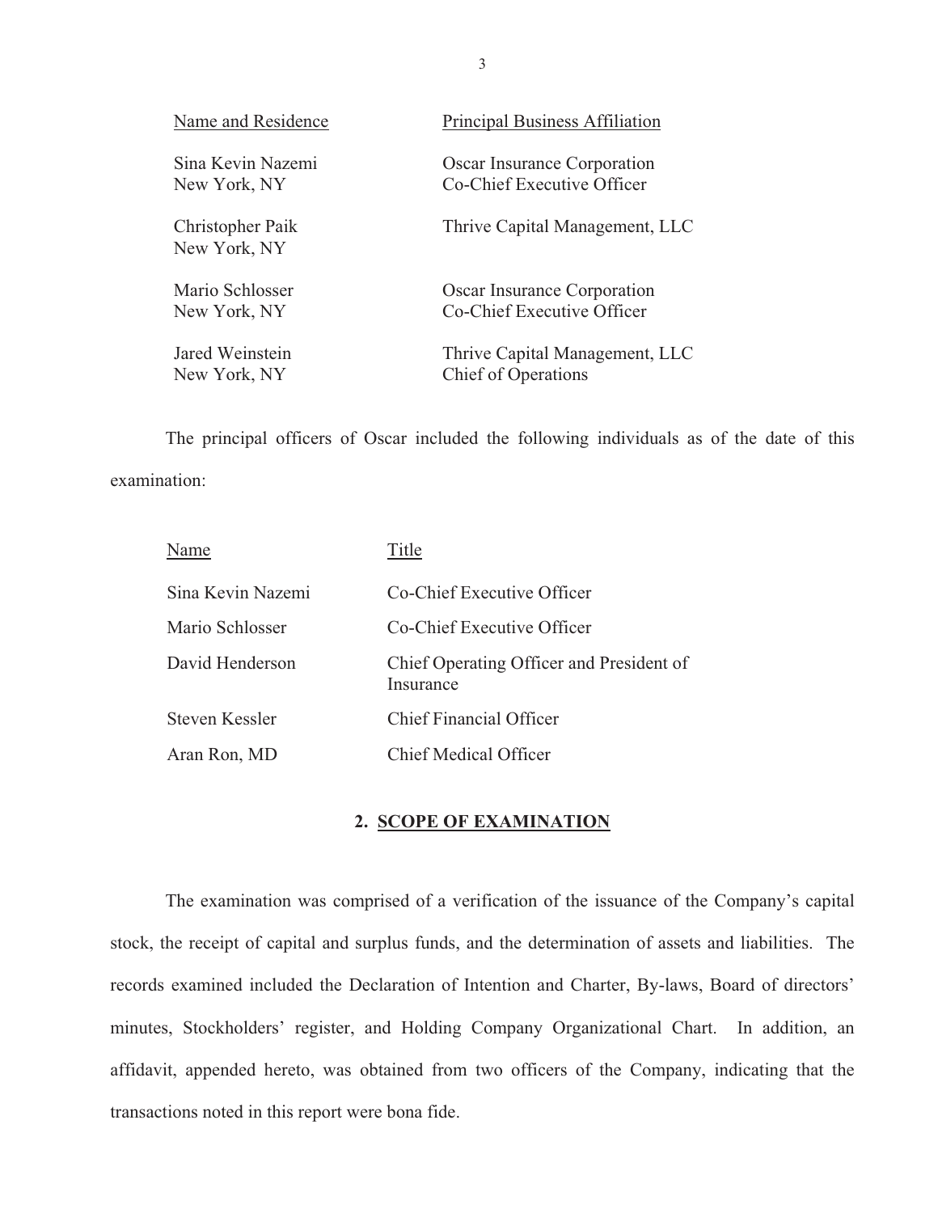| Name and Residence | Principal Business Affiliation |
|---|---|
| Sina Kevin Nazemi<br>New York, NY | Oscar Insurance Corporation<br>Co-Chief Executive Officer |
| Christopher Paik<br>New York, NY | Thrive Capital Management, LLC |
| Mario Schlosser<br>New York, NY | Oscar Insurance Corporation<br>Co-Chief Executive Officer |
| Jared Weinstein<br>New York, NY | Thrive Capital Management, LLC<br>Chief of Operations |

The principal officers of Oscar included the following individuals as of the date of this examination:

| Name | Title |
|---|---|
| Sina Kevin Nazemi | Co-Chief Executive Officer |
| Mario Schlosser | Co-Chief Executive Officer |
| David Henderson | Chief Operating Officer and President of Insurance |
| Steven Kessler | Chief Financial Officer |
| Aran Ron, MD | Chief Medical Officer |

## 2. SCOPE OF EXAMINATION

The examination was comprised of a verification of the issuance of the Company's capital stock, the receipt of capital and surplus funds, and the determination of assets and liabilities. The records examined included the Declaration of Intention and Charter, By-laws, Board of directors' minutes, Stockholders' register, and Holding Company Organizational Chart. In addition, an affidavit, appended hereto, was obtained from two officers of the Company, indicating that the transactions noted in this report were bona fide.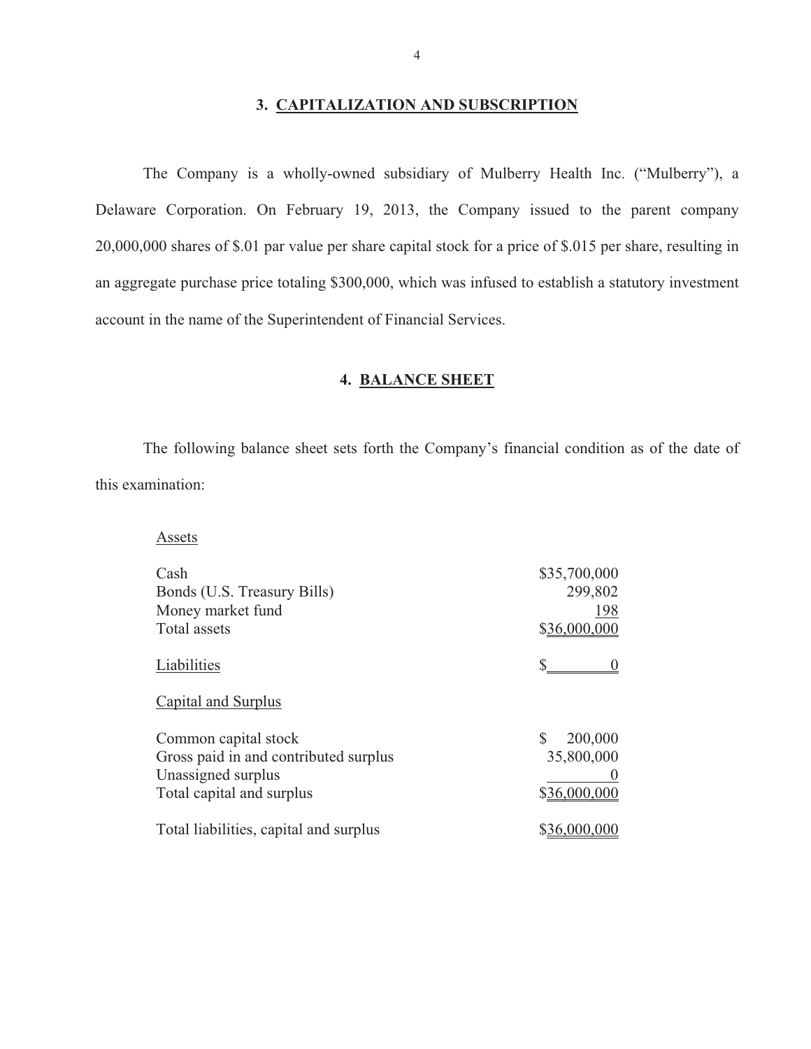## 3. CAPITALIZATION AND SUBSCRIPTION

The Company is a wholly-owned subsidiary of Mulberry Health Inc. ("Mulberry"), a Delaware Corporation. On February 19, 2013, the Company issued to the parent company 20,000,000 shares of $.01 par value per share capital stock for a price of $.015 per share, resulting in an aggregate purchase price totaling $300,000, which was infused to establish a statutory investment account in the name of the Superintendent of Financial Services.

## 4. BALANCE SHEET

The following balance sheet sets forth the Company's financial condition as of the date of this examination:

| | |
|---|---|
| Assets | |
| Cash | $35,700,000 |
| Bonds (U.S. Treasury Bills) | 299,802 |
| Money market fund | 198 |
| Total assets | $36,000,000 |
| Liabilities | $ 0 |
| Capital and Surplus | |
| Common capital stock | $ 200,000 |
| Gross paid in and contributed surplus | 35,800,000 |
| Unassigned surplus | 0 |
| Total capital and surplus | $36,000,000 |
| Total liabilities, capital and surplus | $36,000,000 |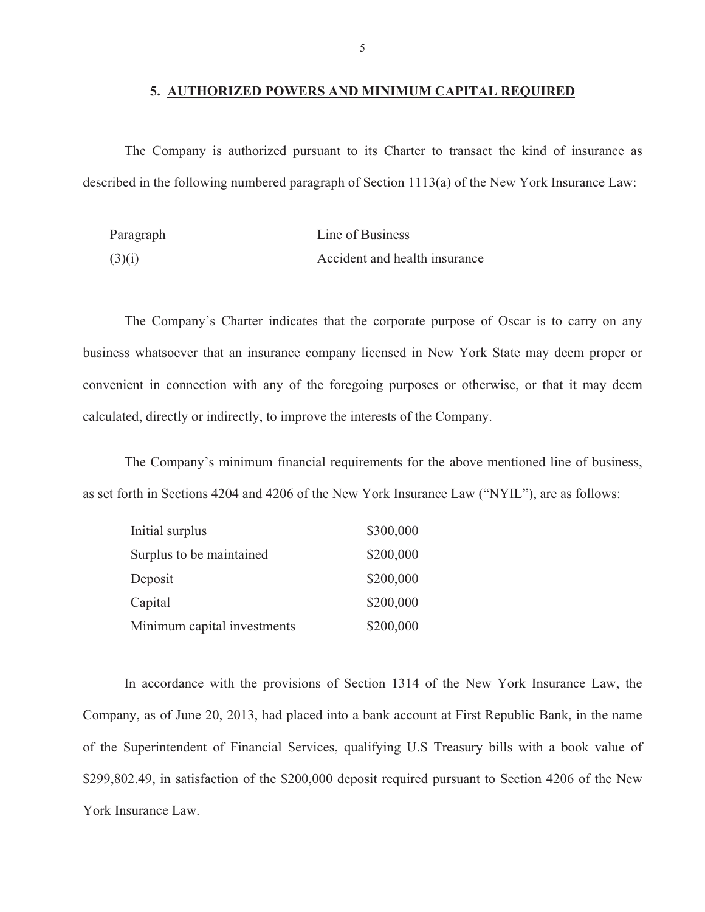## 5. AUTHORIZED POWERS AND MINIMUM CAPITAL REQUIRED

The Company is authorized pursuant to its Charter to transact the kind of insurance as described in the following numbered paragraph of Section 1113(a) of the New York Insurance Law:

| Paragraph | Line of Business |
|---|---|
| (3)(i) | Accident and health insurance |

The Company's Charter indicates that the corporate purpose of Oscar is to carry on any business whatsoever that an insurance company licensed in New York State may deem proper or convenient in connection with any of the foregoing purposes or otherwise, or that it may deem calculated, directly or indirectly, to improve the interests of the Company.

The Company's minimum financial requirements for the above mentioned line of business, as set forth in Sections 4204 and 4206 of the New York Insurance Law ("NYIL"), are as follows:

| | |
|---|---|
| Initial surplus | $300,000 |
| Surplus to be maintained | $200,000 |
| Deposit | $200,000 |
| Capital | $200,000 |
| Minimum capital investments | $200,000 |

In accordance with the provisions of Section 1314 of the New York Insurance Law, the Company, as of June 20, 2013, had placed into a bank account at First Republic Bank, in the name of the Superintendent of Financial Services, qualifying U.S Treasury bills with a book value of $299,802.49, in satisfaction of the $200,000 deposit required pursuant to Section 4206 of the New York Insurance Law.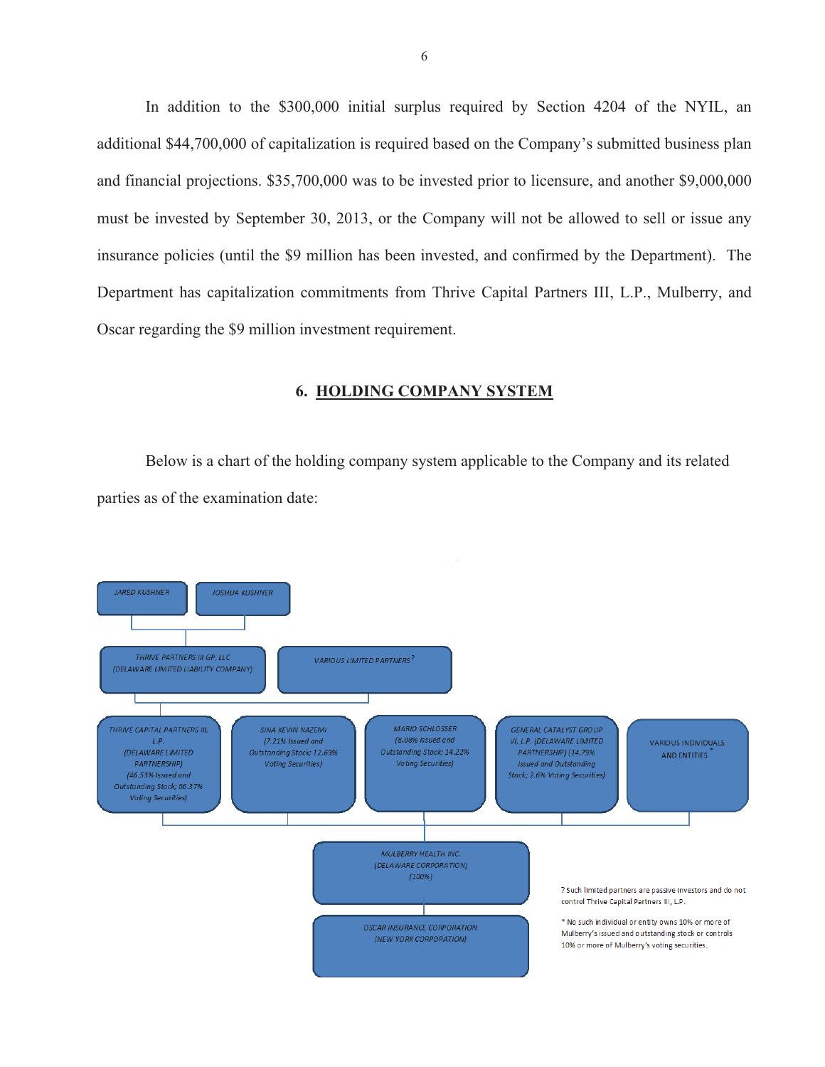In addition to the $300,000 initial surplus required by Section 4204 of the NYIL, an additional $44,700,000 of capitalization is required based on the Company's submitted business plan and financial projections. $35,700,000 was to be invested prior to licensure, and another $9,000,000 must be invested by September 30, 2013, or the Company will not be allowed to sell or issue any insurance policies (until the $9 million has been invested, and confirmed by the Department). The Department has capitalization commitments from Thrive Capital Partners III, L.P., Mulberry, and Oscar regarding the $9 million investment requirement.

## 6. HOLDING COMPANY SYSTEM

Below is a chart of the holding company system applicable to the Company and its related parties as of the examination date:

JARED KUSHNER

JOSHUA KUSHNER

THRIVE PARTNERS III GP, LLC (DELAWARE LIMITED LIABILITY COMPANY)

VARIOUS LIMITED PARTNERS ?

THRIVE CAPITAL PARTNERS III, L.P. (DELAWARE LIMITED PARTNERSHIP) (46.53% Issued and Outstanding Stock; 66.37% Voting Securities)

SINA KEVIN NAZEMI (7.21% Issued and Outstanding Stock; 12.69% Voting Securities)

MARIO SCHLOSSER (8.08% Issued and Outstanding Stock; 14.22% Voting Securities)

GENERAL CATALYST GROUP VI, L.P. (DELAWARE LIMITED PARTNERSHIP) (14.79% Issued and Outstanding Stock; 2.6% Voting Securities)

VARIOUS INDIVIDUALS AND ENTITIES *

MULBERRY HEALTH INC. (DELAWARE CORPORATION) (100%)

OSCAR INSURANCE CORPORATION (NEW YORK CORPORATION)

? Such limited partners are passive investors and do not control Thrive Capital Partners III, L.P.

* No such individual or entity owns 10% or more of Mulberry's issued and outstanding stock or controls 10% or more of Mulberry's voting securities.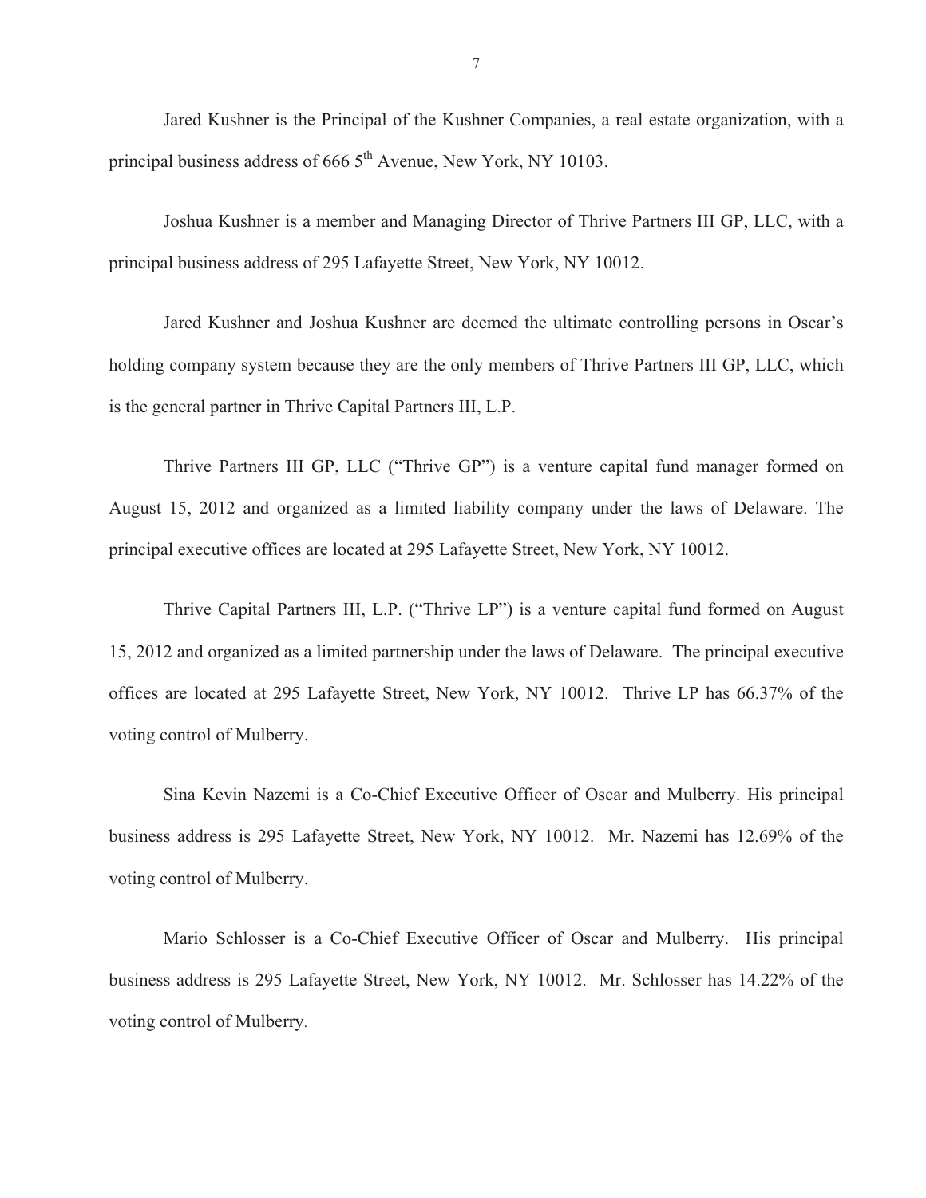Jared Kushner is the Principal of the Kushner Companies, a real estate organization, with a principal business address of 666 5th Avenue, New York, NY 10103.

Joshua Kushner is a member and Managing Director of Thrive Partners III GP, LLC, with a principal business address of 295 Lafayette Street, New York, NY 10012.

Jared Kushner and Joshua Kushner are deemed the ultimate controlling persons in Oscar's holding company system because they are the only members of Thrive Partners III GP, LLC, which is the general partner in Thrive Capital Partners III, L.P.

Thrive Partners III GP, LLC ("Thrive GP") is a venture capital fund manager formed on August 15, 2012 and organized as a limited liability company under the laws of Delaware. The principal executive offices are located at 295 Lafayette Street, New York, NY 10012.

Thrive Capital Partners III, L.P. ("Thrive LP") is a venture capital fund formed on August 15, 2012 and organized as a limited partnership under the laws of Delaware. The principal executive offices are located at 295 Lafayette Street, New York, NY 10012. Thrive LP has 66.37% of the voting control of Mulberry.

Sina Kevin Nazemi is a Co-Chief Executive Officer of Oscar and Mulberry. His principal business address is 295 Lafayette Street, New York, NY 10012. Mr. Nazemi has 12.69% of the voting control of Mulberry.

Mario Schlosser is a Co-Chief Executive Officer of Oscar and Mulberry. His principal business address is 295 Lafayette Street, New York, NY 10012. Mr. Schlosser has 14.22% of the voting control of Mulberry.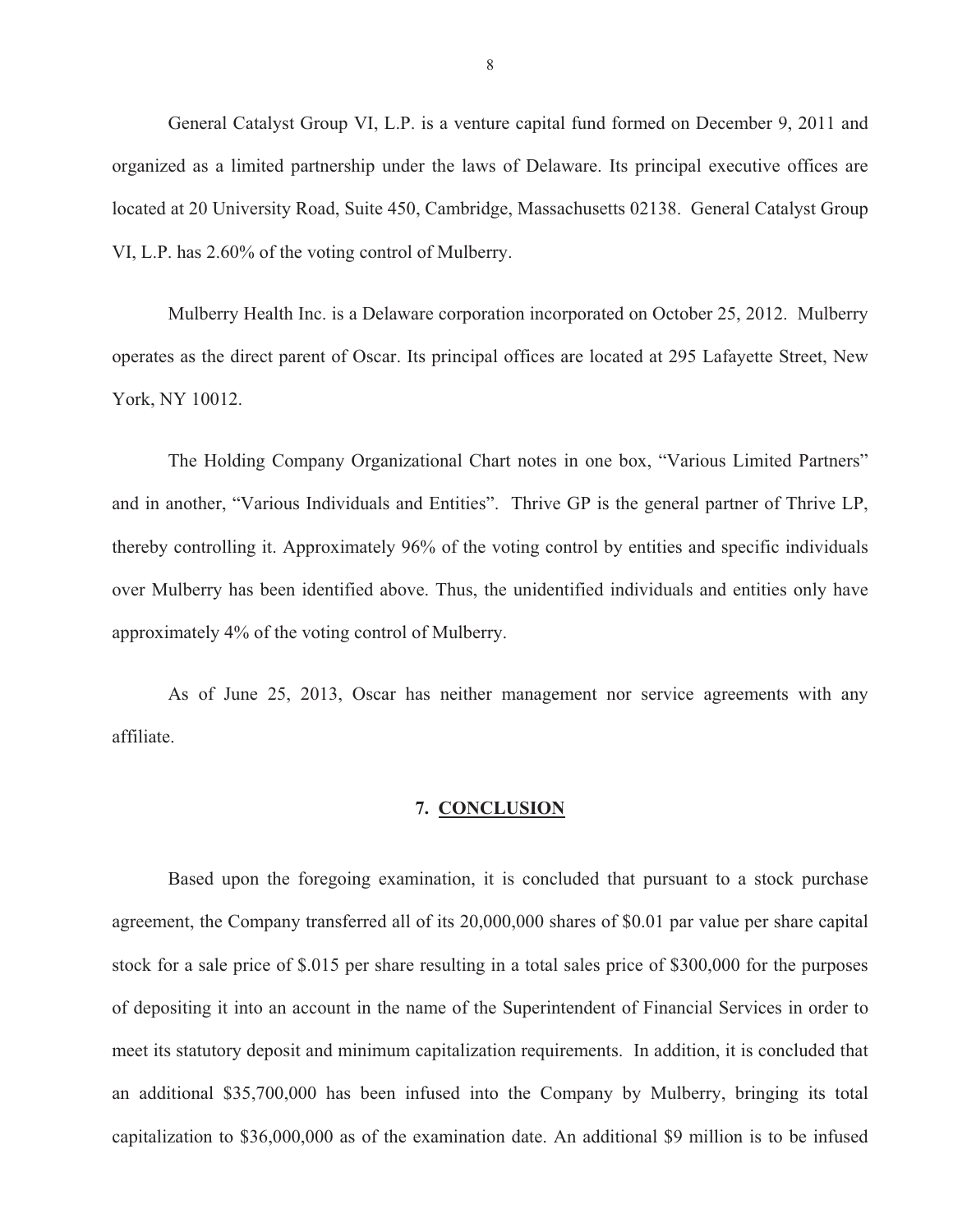General Catalyst Group VI, L.P. is a venture capital fund formed on December 9, 2011 and organized as a limited partnership under the laws of Delaware. Its principal executive offices are located at 20 University Road, Suite 450, Cambridge, Massachusetts 02138. General Catalyst Group VI, L.P. has 2.60% of the voting control of Mulberry.

Mulberry Health Inc. is a Delaware corporation incorporated on October 25, 2012. Mulberry operates as the direct parent of Oscar. Its principal offices are located at 295 Lafayette Street, New York, NY 10012.

The Holding Company Organizational Chart notes in one box, "Various Limited Partners" and in another, "Various Individuals and Entities". Thrive GP is the general partner of Thrive LP, thereby controlling it. Approximately 96% of the voting control by entities and specific individuals over Mulberry has been identified above. Thus, the unidentified individuals and entities only have approximately 4% of the voting control of Mulberry.

As of June 25, 2013, Oscar has neither management nor service agreements with any affiliate.

## 7. CONCLUSION

Based upon the foregoing examination, it is concluded that pursuant to a stock purchase agreement, the Company transferred all of its 20,000,000 shares of $0.01 par value per share capital stock for a sale price of $.015 per share resulting in a total sales price of $300,000 for the purposes of depositing it into an account in the name of the Superintendent of Financial Services in order to meet its statutory deposit and minimum capitalization requirements. In addition, it is concluded that an additional $35,700,000 has been infused into the Company by Mulberry, bringing its total capitalization to $36,000,000 as of the examination date. An additional $9 million is to be infused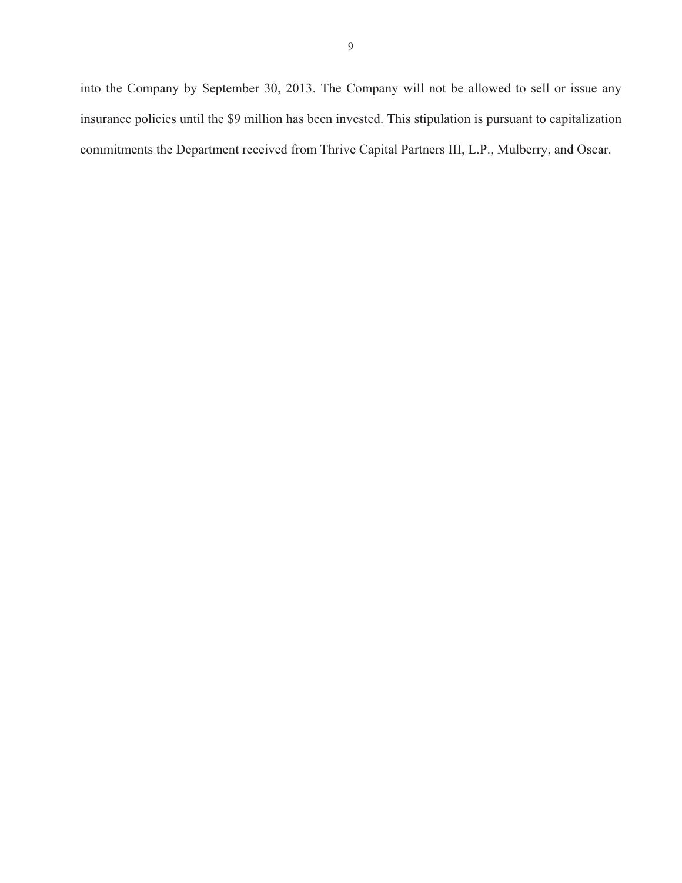into the Company by September 30, 2013. The Company will not be allowed to sell or issue any insurance policies until the $9 million has been invested. This stipulation is pursuant to capitalization commitments the Department received from Thrive Capital Partners III, L.P., Mulberry, and Oscar.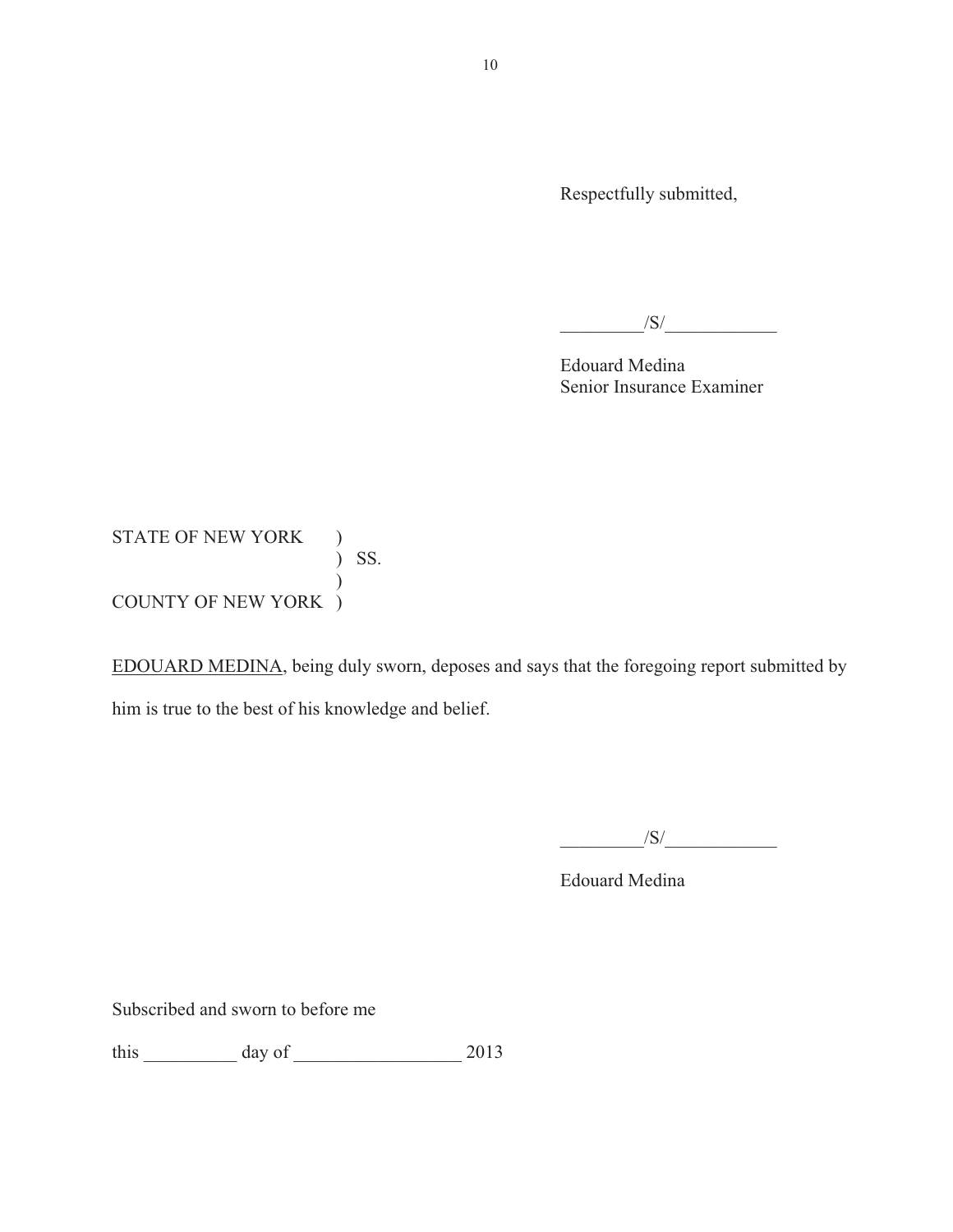Respectfully submitted,

_________/S/____________

Edouard Medina
Senior Insurance Examiner

STATE OF NEW YORK )
) SS.
)
COUNTY OF NEW YORK )

<u>EDOUARD MEDINA</u>, being duly sworn, deposes and says that the foregoing report submitted by him is true to the best of his knowledge and belief.

_________/S/____________

Edouard Medina

Subscribed and sworn to before me

this __________ day of __________________ 2013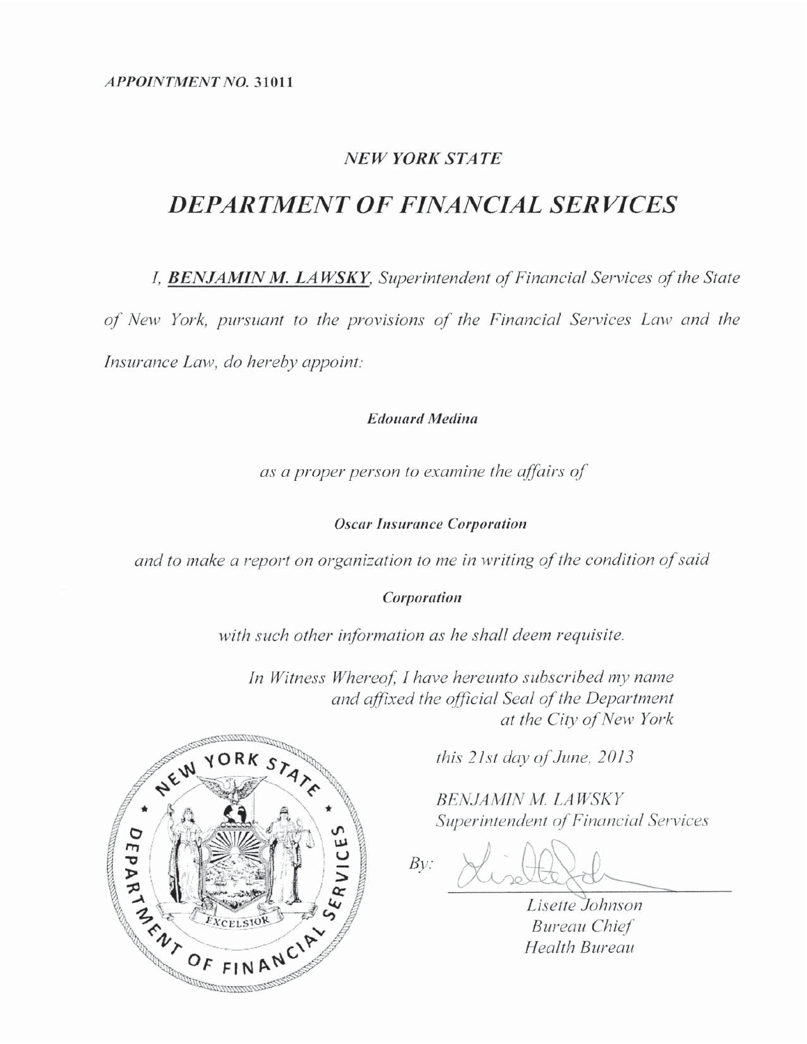*APPOINTMENT NO.* **31011**

## *NEW YORK STATE*

# *DEPARTMENT OF FINANCIAL SERVICES*

*I, **BENJAMIN M. LAWSKY**, Superintendent of Financial Services of the State of New York, pursuant to the provisions of the Financial Services Law and the Insurance Law, do hereby appoint:*

***Edouard Medina***

*as a proper person to examine the affairs of*

***Oscar Insurance Corporation***

*and to make a report on organization to me in writing of the condition of said*

***Corporation***

*with such other information as he shall deem requisite.*

*In Witness Whereof, I have hereunto subscribed my name and affixed the official Seal of the Department at the City of New York*

*this 21st day of June, 2013*

NEW YORK STATE DEPARTMENT OF FINANCIAL SERVICES EXCELSIOR

*BENJAMIN M. LAWSKY*
*Superintendent of Financial Services*

*By:*

*Lisette Johnson*
*Bureau Chief*
*Health Bureau*